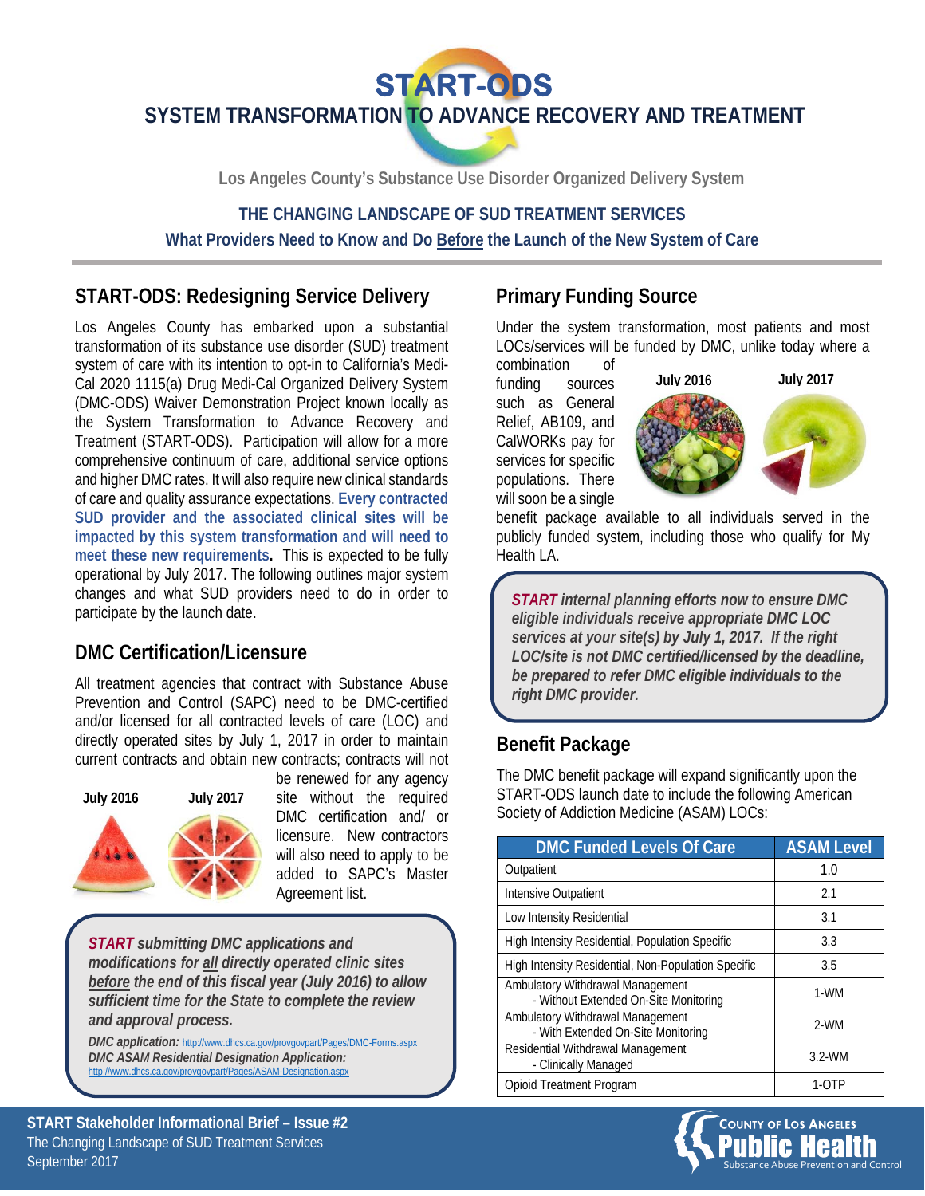# START-ODS

## SYSTEM TRANSFORMATION TO ADVANCE RECOVERY AND TREATMENT

**Los Angeles County's Substance Use Disorder Organized Delivery System**

**THE CHANGING LANDSCAPE OF SUD TREATMENT SERVICES**

**What Providers Need to Know and Do Before the Launch of the New System of Care**

## START-ODS: Redesigning Service Delivery

Los Angeles County has embarked upon a substantial transformation of its substance use disorder (SUD) treatment system of care with its intention to opt-in to California's Medi-Cal 2020 1115(a) Drug Medi-Cal Organized Delivery System (DMC-ODS) Waiver Demonstration Project known locally as the System Transformation to Advance Recovery and Treatment (START-ODS). Participation will allow for a more comprehensive continuum of care, additional service options and higher DMC rates. It will also require new clinical standards of care and quality assurance expectations. **Every contracted SUD provider and the associated clinical sites will be impacted by this system transformation and will need to meet these new requirements.** This is expected to be fully operational by July 2017. The following outlines major system changes and what SUD providers need to do in order to participate by the launch date.

## DMC Certification/Licensure

All treatment agencies that contract with Substance Abuse Prevention and Control (SAPC) need to be DMC-certified and/or licensed for all contracted levels of care (LOC) and directly operated sites by July 1, 2017 in order to maintain current contracts and obtain new contracts; contracts will not be renewed for any agency site without the required DMC certification and/ or licensure. New contractors will also need to apply to be added to SAPC's Master Agreement list.

**July 2016** **July 2017**

***START** submitting DMC applications and modifications for all directly operated clinic sites before the end of this fiscal year (July 2016) to allow sufficient time for the State to complete the review and approval process.*

***DMC application:*** http://www.dhcs.ca.gov/provgovpart/Pages/DMC-Forms.aspx
***DMC ASAM Residential Designation Application:*** http://www.dhcs.ca.gov/provgovpart/Pages/ASAM-Designation.aspx

## Primary Funding Source

Under the system transformation, most patients and most LOCs/services will be funded by DMC, unlike today where a combination of funding sources such as General Relief, AB109, and CalWORKs pay for services for specific populations. There will soon be a single benefit package available to all individuals served in the publicly funded system, including those who qualify for My Health LA.

**July 2016** **July 2017**

***START** internal planning efforts now to ensure DMC eligible individuals receive appropriate DMC LOC services at your site(s) by July 1, 2017. If the right LOC/site is not DMC certified/licensed by the deadline, be prepared to refer DMC eligible individuals to the right DMC provider.*

## Benefit Package

The DMC benefit package will expand significantly upon the START-ODS launch date to include the following American Society of Addiction Medicine (ASAM) LOCs:

| DMC Funded Levels Of Care | ASAM Level |
|---|---|
| Outpatient | 1.0 |
| Intensive Outpatient | 2.1 |
| Low Intensity Residential | 3.1 |
| High Intensity Residential, Population Specific | 3.3 |
| High Intensity Residential, Non-Population Specific | 3.5 |
| Ambulatory Withdrawal Management - Without Extended On-Site Monitoring | 1-WM |
| Ambulatory Withdrawal Management - With Extended On-Site Monitoring | 2-WM |
| Residential Withdrawal Management - Clinically Managed | 3.2-WM |
| Opioid Treatment Program | 1-OTP |

**START Stakeholder Informational Brief – Issue #2**
The Changing Landscape of SUD Treatment Services
September 2017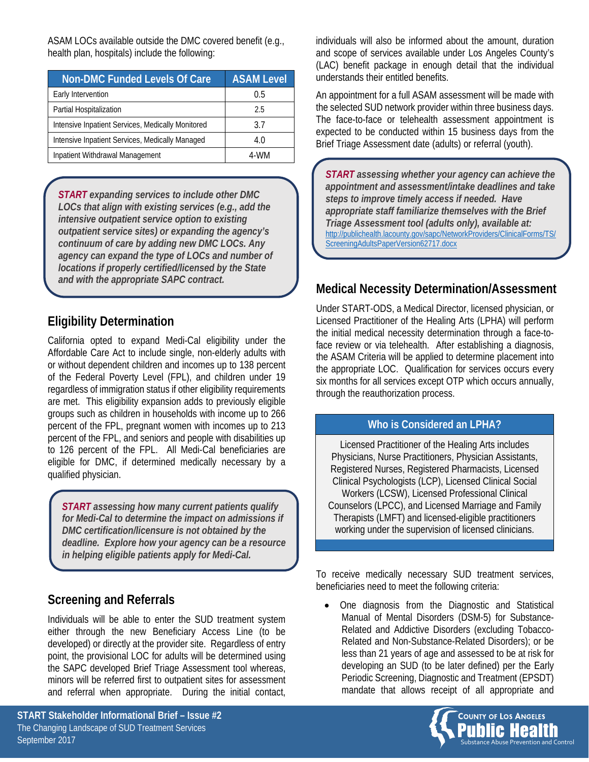ASAM LOCs available outside the DMC covered benefit (e.g., health plan, hospitals) include the following:

| Non-DMC Funded Levels Of Care | ASAM Level |
|---|---|
| Early Intervention | 0.5 |
| Partial Hospitalization | 2.5 |
| Intensive Inpatient Services, Medically Monitored | 3.7 |
| Intensive Inpatient Services, Medically Managed | 4.0 |
| Inpatient Withdrawal Management | 4-WM |

***START** expanding services to include other DMC LOCs that align with existing services (e.g., add the intensive outpatient service option to existing outpatient service sites) or expanding the agency's continuum of care by adding new DMC LOCs. Any agency can expand the type of LOCs and number of locations if properly certified/licensed by the State and with the appropriate SAPC contract.*

## Eligibility Determination

California opted to expand Medi-Cal eligibility under the Affordable Care Act to include single, non-elderly adults with or without dependent children and incomes up to 138 percent of the Federal Poverty Level (FPL), and children under 19 regardless of immigration status if other eligibility requirements are met. This eligibility expansion adds to previously eligible groups such as children in households with income up to 266 percent of the FPL, pregnant women with incomes up to 213 percent of the FPL, and seniors and people with disabilities up to 126 percent of the FPL. All Medi-Cal beneficiaries are eligible for DMC, if determined medically necessary by a qualified physician.

***START** assessing how many current patients qualify for Medi-Cal to determine the impact on admissions if DMC certification/licensure is not obtained by the deadline. Explore how your agency can be a resource in helping eligible patients apply for Medi-Cal.*

## Screening and Referrals

Individuals will be able to enter the SUD treatment system either through the new Beneficiary Access Line (to be developed) or directly at the provider site. Regardless of entry point, the provisional LOC for adults will be determined using the SAPC developed Brief Triage Assessment tool whereas, minors will be referred first to outpatient sites for assessment and referral when appropriate. During the initial contact, individuals will also be informed about the amount, duration and scope of services available under Los Angeles County's (LAC) benefit package in enough detail that the individual understands their entitled benefits.

An appointment for a full ASAM assessment will be made with the selected SUD network provider within three business days. The face-to-face or telehealth assessment appointment is expected to be conducted within 15 business days from the Brief Triage Assessment date (adults) or referral (youth).

***START** assessing whether your agency can achieve the appointment and assessment/intake deadlines and take steps to improve timely access if needed. Have appropriate staff familiarize themselves with the Brief Triage Assessment tool (adults only), available at:*
http://publichealth.lacounty.gov/sapc/NetworkProviders/ClinicalForms/TS/ScreeningAdultsPaperVersion62717.docx

## Medical Necessity Determination/Assessment

Under START-ODS, a Medical Director, licensed physician, or Licensed Practitioner of the Healing Arts (LPHA) will perform the initial medical necessity determination through a face-to-face review or via telehealth. After establishing a diagnosis, the ASAM Criteria will be applied to determine placement into the appropriate LOC. Qualification for services occurs every six months for all services except OTP which occurs annually, through the reauthorization process.

### Who is Considered an LPHA?

Licensed Practitioner of the Healing Arts includes Physicians, Nurse Practitioners, Physician Assistants, Registered Nurses, Registered Pharmacists, Licensed Clinical Psychologists (LCP), Licensed Clinical Social Workers (LCSW), Licensed Professional Clinical Counselors (LPCC), and Licensed Marriage and Family Therapists (LMFT) and licensed-eligible practitioners working under the supervision of licensed clinicians.

To receive medically necessary SUD treatment services, beneficiaries need to meet the following criteria:

- One diagnosis from the Diagnostic and Statistical Manual of Mental Disorders (DSM-5) for Substance-Related and Addictive Disorders (excluding Tobacco-Related and Non-Substance-Related Disorders); or be less than 21 years of age and assessed to be at risk for developing an SUD (to be later defined) per the Early Periodic Screening, Diagnostic and Treatment (EPSDT) mandate that allows receipt of all appropriate and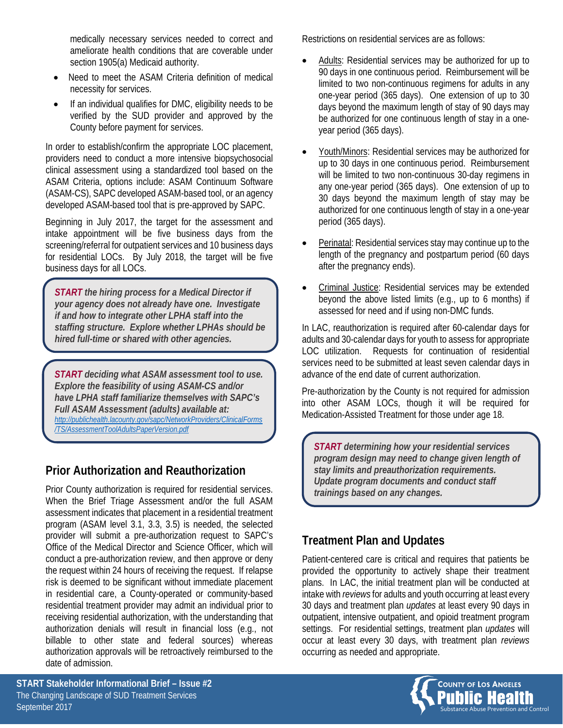medically necessary services needed to correct and ameliorate health conditions that are coverable under section 1905(a) Medicaid authority.

- Need to meet the ASAM Criteria definition of medical necessity for services.
- If an individual qualifies for DMC, eligibility needs to be verified by the SUD provider and approved by the County before payment for services.

In order to establish/confirm the appropriate LOC placement, providers need to conduct a more intensive biopsychosocial clinical assessment using a standardized tool based on the ASAM Criteria, options include: ASAM Continuum Software (ASAM-CS), SAPC developed ASAM-based tool, or an agency developed ASAM-based tool that is pre-approved by SAPC.

Beginning in July 2017, the target for the assessment and intake appointment will be five business days from the screening/referral for outpatient services and 10 business days for residential LOCs. By July 2018, the target will be five business days for all LOCs.

> ***START** the hiring process for a Medical Director if your agency does not already have one. Investigate if and how to integrate other LPHA staff into the staffing structure. Explore whether LPHAs should be hired full-time or shared with other agencies.*

> ***START** deciding what ASAM assessment tool to use. Explore the feasibility of using ASAM-CS and/or have LPHA staff familiarize themselves with SAPC's Full ASAM Assessment (adults) available at:*
> http://publichealth.lacounty.gov/sapc/NetworkProviders/ClinicalForms/TS/AssessmentToolAdultsPaperVersion.pdf

## Prior Authorization and Reauthorization

Prior County authorization is required for residential services. When the Brief Triage Assessment and/or the full ASAM assessment indicates that placement in a residential treatment program (ASAM level 3.1, 3.3, 3.5) is needed, the selected provider will submit a pre-authorization request to SAPC's Office of the Medical Director and Science Officer, which will conduct a pre-authorization review, and then approve or deny the request within 24 hours of receiving the request. If relapse risk is deemed to be significant without immediate placement in residential care, a County-operated or community-based residential treatment provider may admit an individual prior to receiving residential authorization, with the understanding that authorization denials will result in financial loss (e.g., not billable to other state and federal sources) whereas authorization approvals will be retroactively reimbursed to the date of admission.

Restrictions on residential services are as follows:

- Adults: Residential services may be authorized for up to 90 days in one continuous period. Reimbursement will be limited to two non-continuous regimens for adults in any one-year period (365 days). One extension of up to 30 days beyond the maximum length of stay of 90 days may be authorized for one continuous length of stay in a one-year period (365 days).
- Youth/Minors: Residential services may be authorized for up to 30 days in one continuous period. Reimbursement will be limited to two non-continuous 30-day regimens in any one-year period (365 days). One extension of up to 30 days beyond the maximum length of stay may be authorized for one continuous length of stay in a one-year period (365 days).
- Perinatal: Residential services stay may continue up to the length of the pregnancy and postpartum period (60 days after the pregnancy ends).
- Criminal Justice: Residential services may be extended beyond the above listed limits (e.g., up to 6 months) if assessed for need and if using non-DMC funds.

In LAC, reauthorization is required after 60-calendar days for adults and 30-calendar days for youth to assess for appropriate LOC utilization. Requests for continuation of residential services need to be submitted at least seven calendar days in advance of the end date of current authorization.

Pre-authorization by the County is not required for admission into other ASAM LOCs, though it will be required for Medication-Assisted Treatment for those under age 18.

> ***START** determining how your residential services program design may need to change given length of stay limits and preauthorization requirements. Update program documents and conduct staff trainings based on any changes.*

## Treatment Plan and Updates

Patient-centered care is critical and requires that patients be provided the opportunity to actively shape their treatment plans. In LAC, the initial treatment plan will be conducted at intake with *reviews* for adults and youth occurring at least every 30 days and treatment plan *updates* at least every 90 days in outpatient, intensive outpatient, and opioid treatment program settings. For residential settings, treatment plan *updates* will occur at least every 30 days, with treatment plan *reviews* occurring as needed and appropriate.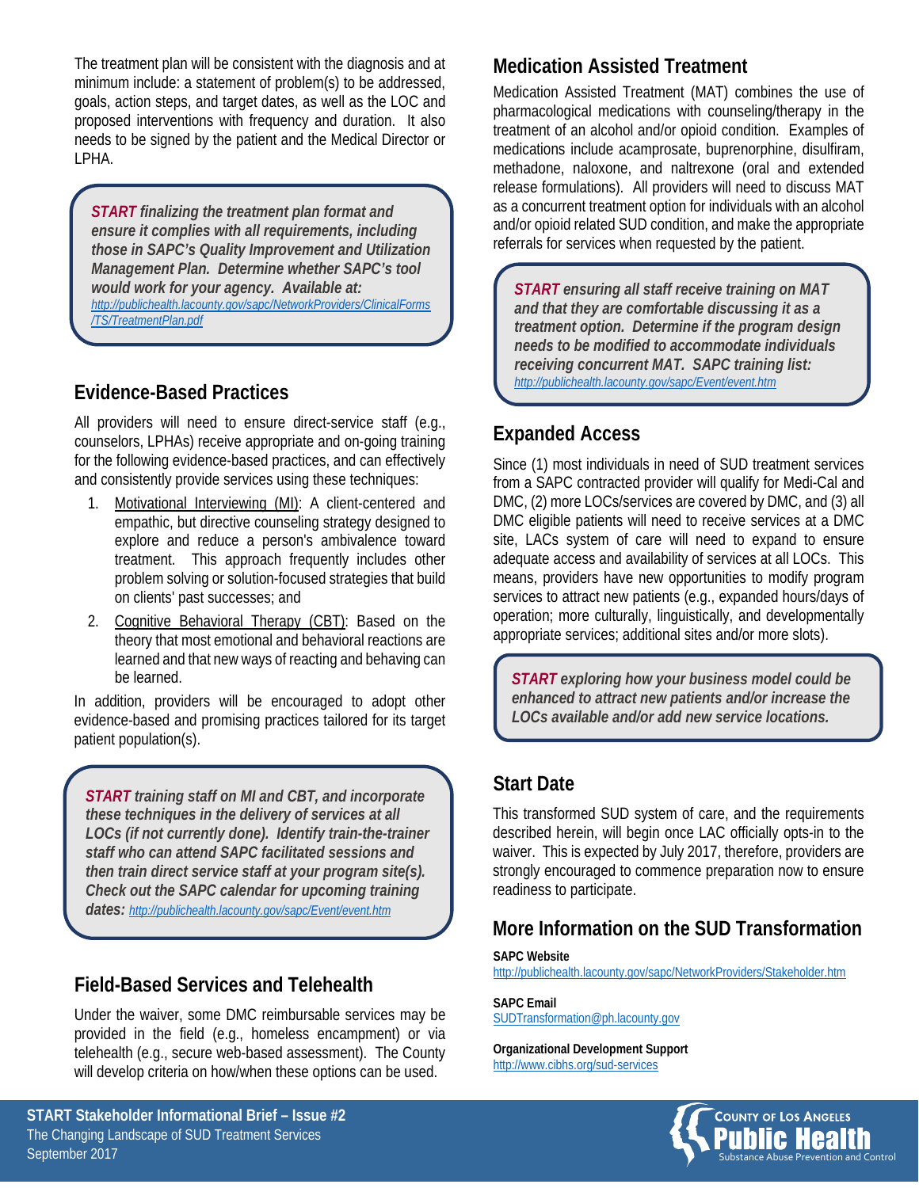The treatment plan will be consistent with the diagnosis and at minimum include: a statement of problem(s) to be addressed, goals, action steps, and target dates, as well as the LOC and proposed interventions with frequency and duration. It also needs to be signed by the patient and the Medical Director or LPHA.

> ***START** finalizing the treatment plan format and ensure it complies with all requirements, including those in SAPC's Quality Improvement and Utilization Management Plan. Determine whether SAPC's tool would work for your agency. Available at:* http://publichealth.lacounty.gov/sapc/NetworkProviders/ClinicalForms/TS/TreatmentPlan.pdf

## Evidence-Based Practices

All providers will need to ensure direct-service staff (e.g., counselors, LPHAs) receive appropriate and on-going training for the following evidence-based practices, and can effectively and consistently provide services using these techniques:

1. Motivational Interviewing (MI): A client-centered and empathic, but directive counseling strategy designed to explore and reduce a person's ambivalence toward treatment. This approach frequently includes other problem solving or solution-focused strategies that build on clients' past successes; and
2. Cognitive Behavioral Therapy (CBT): Based on the theory that most emotional and behavioral reactions are learned and that new ways of reacting and behaving can be learned.

In addition, providers will be encouraged to adopt other evidence-based and promising practices tailored for its target patient population(s).

> ***START** training staff on MI and CBT, and incorporate these techniques in the delivery of services at all LOCs (if not currently done). Identify train-the-trainer staff who can attend SAPC facilitated sessions and then train direct service staff at your program site(s). Check out the SAPC calendar for upcoming training dates:* http://publichealth.lacounty.gov/sapc/Event/event.htm

## Field-Based Services and Telehealth

Under the waiver, some DMC reimbursable services may be provided in the field (e.g., homeless encampment) or via telehealth (e.g., secure web-based assessment). The County will develop criteria on how/when these options can be used.

## Medication Assisted Treatment

Medication Assisted Treatment (MAT) combines the use of pharmacological medications with counseling/therapy in the treatment of an alcohol and/or opioid condition. Examples of medications include acamprosate, buprenorphine, disulfiram, methadone, naloxone, and naltrexone (oral and extended release formulations). All providers will need to discuss MAT as a concurrent treatment option for individuals with an alcohol and/or opioid related SUD condition, and make the appropriate referrals for services when requested by the patient.

> ***START** ensuring all staff receive training on MAT and that they are comfortable discussing it as a treatment option. Determine if the program design needs to be modified to accommodate individuals receiving concurrent MAT. SAPC training list:* http://publichealth.lacounty.gov/sapc/Event/event.htm

## Expanded Access

Since (1) most individuals in need of SUD treatment services from a SAPC contracted provider will qualify for Medi-Cal and DMC, (2) more LOCs/services are covered by DMC, and (3) all DMC eligible patients will need to receive services at a DMC site, LACs system of care will need to expand to ensure adequate access and availability of services at all LOCs. This means, providers have new opportunities to modify program services to attract new patients (e.g., expanded hours/days of operation; more culturally, linguistically, and developmentally appropriate services; additional sites and/or more slots).

> ***START** exploring how your business model could be enhanced to attract new patients and/or increase the LOCs available and/or add new service locations.*

## Start Date

This transformed SUD system of care, and the requirements described herein, will begin once LAC officially opts-in to the waiver. This is expected by July 2017, therefore, providers are strongly encouraged to commence preparation now to ensure readiness to participate.

## More Information on the SUD Transformation

**SAPC Website**
http://publichealth.lacounty.gov/sapc/NetworkProviders/Stakeholder.htm

**SAPC Email**
SUDTransformation@ph.lacounty.gov

**Organizational Development Support**
http://www.cibhs.org/sud-services

**START Stakeholder Informational Brief – Issue #2**
The Changing Landscape of SUD Treatment Services
September 2017

County of Los Angeles Public Health
Substance Abuse Prevention and Control